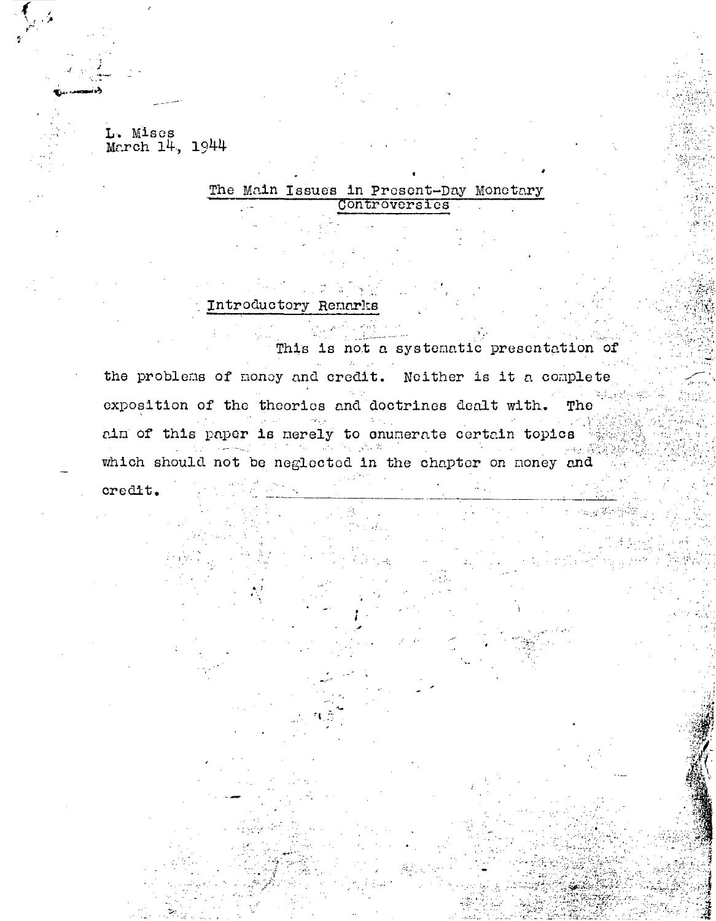L. Mises
March 14, 1944

# The Main Issues in Present-Day Monetary Controversies

## Introductory Remarks

This is not a systematic presentation of the problems of money and credit. Neither is it a complete exposition of the theories and doctrines dealt with. The aim of this paper is merely to enumerate certain topics which should not be neglected in the chapter on money and credit.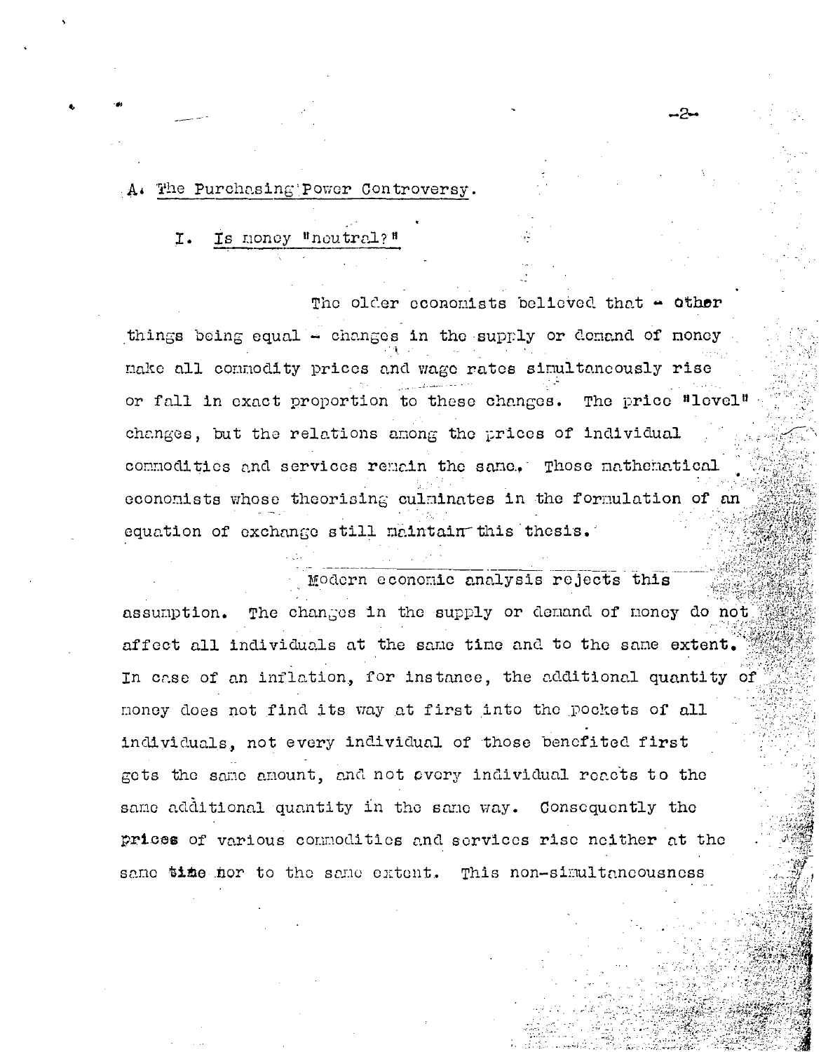## A. The Purchasing Power Controversy.

### I. Is money "neutral?"

The older economists believed that - other things being equal - changes in the supply or demand of money make all commodity prices and wage rates simultaneously rise or fall in exact proportion to these changes. The price "level" changes, but the relations among the prices of individual commodities and services remain the same. Those mathematical economists whose theorising culminates in the formulation of an equation of exchange still maintain this thesis.

Modern economic analysis rejects this assumption. The changes in the supply or demand of money do not affect all individuals at the same time and to the same extent. In case of an inflation, for instance, the additional quantity of money does not find its way at first into the pockets of all individuals, not every individual of those benefited first gets the same amount, and not every individual reacts to the same additional quantity in the same way. Consequently the prices of various commodities and services rise neither at the same time nor to the same extent. This non-simultaneousness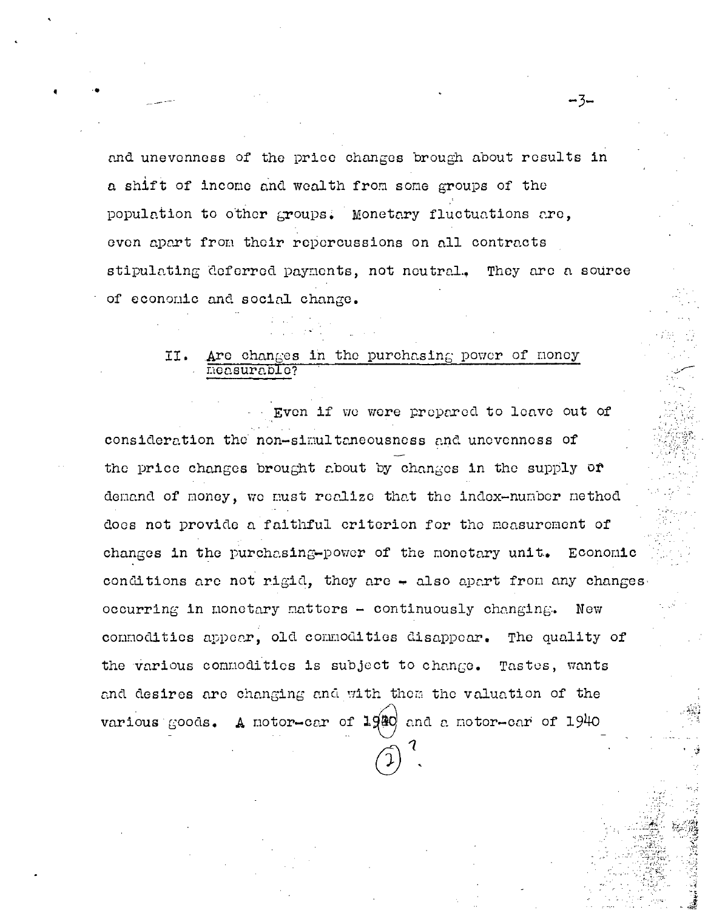and unevenness of the price changes brough about results in a shift of income and wealth from some groups of the population to other groups. Monetary fluctuations are, even apart from their repercussions on all contracts stipulating deferred payments, not neutral. They are a source of economic and social change.

## II. Are changes in the purchasing power of money measurable?

Even if we were prepared to leave out of consideration the non-simultaneousness and unevenness of the price changes brought about by changes in the supply or demand of money, we must realize that the index-number method does not provide a faithful criterion for the measurement of changes in the purchasing-power of the monetary unit. Economic conditions are not rigid, they are - also apart from any changes occurring in monetary matters - continuously changing. New commodities appear, old commodities disappear. The quality of the various commodities is subject to change. Tastes, wants and desires are changing and with them the valuation of the various goods. A motor-car of 1920 and a motor-car of 1940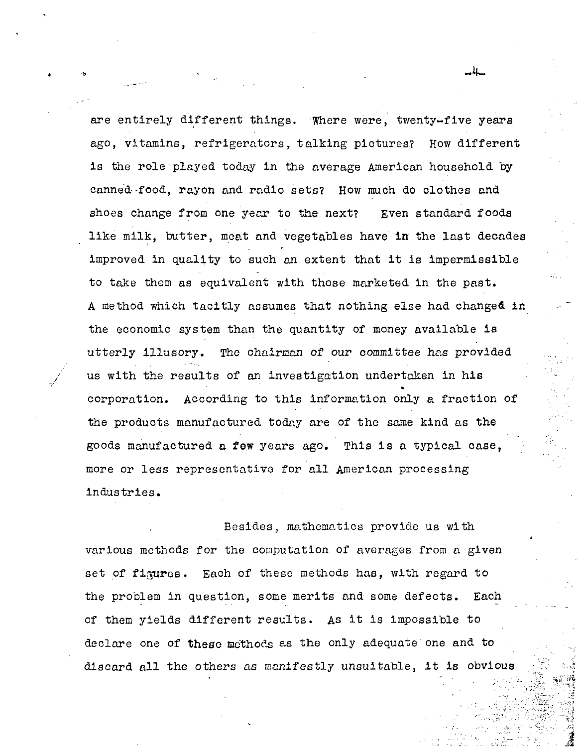are entirely different things. Where were, twenty-five years ago, vitamins, refrigerators, talking pictures? How different is the role played today in the average American household by canned food, rayon and radio sets? How much do clothes and shoes change from one year to the next? Even standard foods like milk, butter, meat and vegetables have in the last decades improved in quality to such an extent that it is impermissible to take them as equivalent with those marketed in the past. A method which tacitly assumes that nothing else had changed in the economic system than the quantity of money available is utterly illusory. The chairman of our committee has provided us with the results of an investigation undertaken in his corporation. According to this information only a fraction of the products manufactured today are of the same kind as the goods manufactured a few years ago. This is a typical case, more or less representative for all American processing industries.

Besides, mathematics provide us with various methods for the computation of averages from a given set of figures. Each of these methods has, with regard to the problem in question, some merits and some defects. Each of them yields different results. As it is impossible to declare one of these methods as the only adequate one and to discard all the others as manifestly unsuitable, it is obvious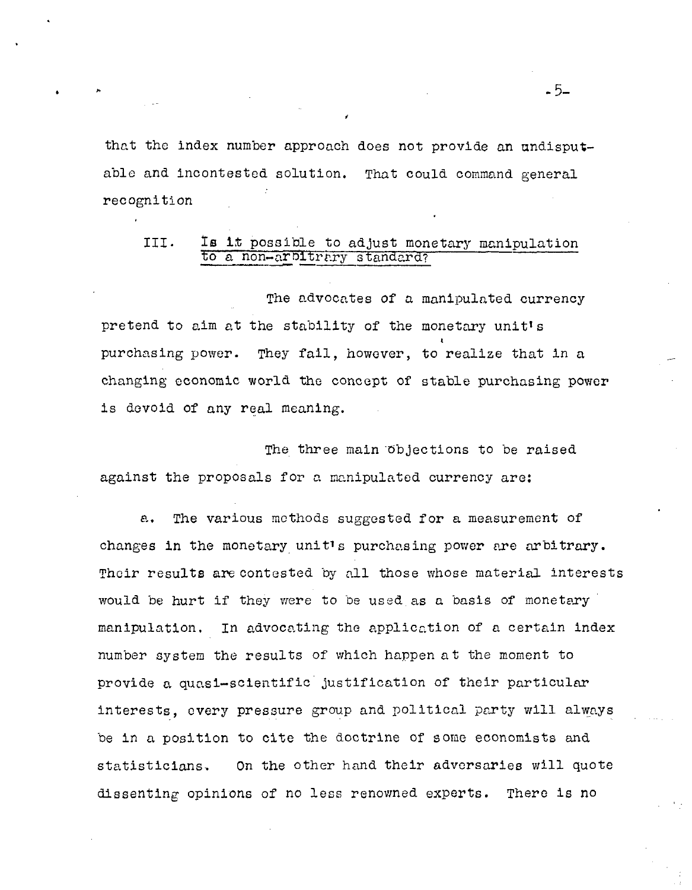that the index number approach does not provide an undisputable and incontested solution. That could command general recognition

### III. Is it possible to adjust monetary manipulation to a non-arbitrary standard?

The advocates of a manipulated currency pretend to aim at the stability of the monetary unit's purchasing power. They fail, however, to realize that in a changing economic world the concept of stable purchasing power is devoid of any real meaning.

The three main objections to be raised against the proposals for a manipulated currency are:

a. The various methods suggested for a measurement of changes in the monetary unit's purchasing power are arbitrary. Their results are contested by all those whose material interests would be hurt if they were to be used as a basis of monetary manipulation. In advocating the application of a certain index number system the results of which happen at the moment to provide a quasi-scientific justification of their particular interests, every pressure group and political party will always be in a position to cite the doctrine of some economists and statisticians. On the other hand their adversaries will quote dissenting opinions of no less renowned experts. There is no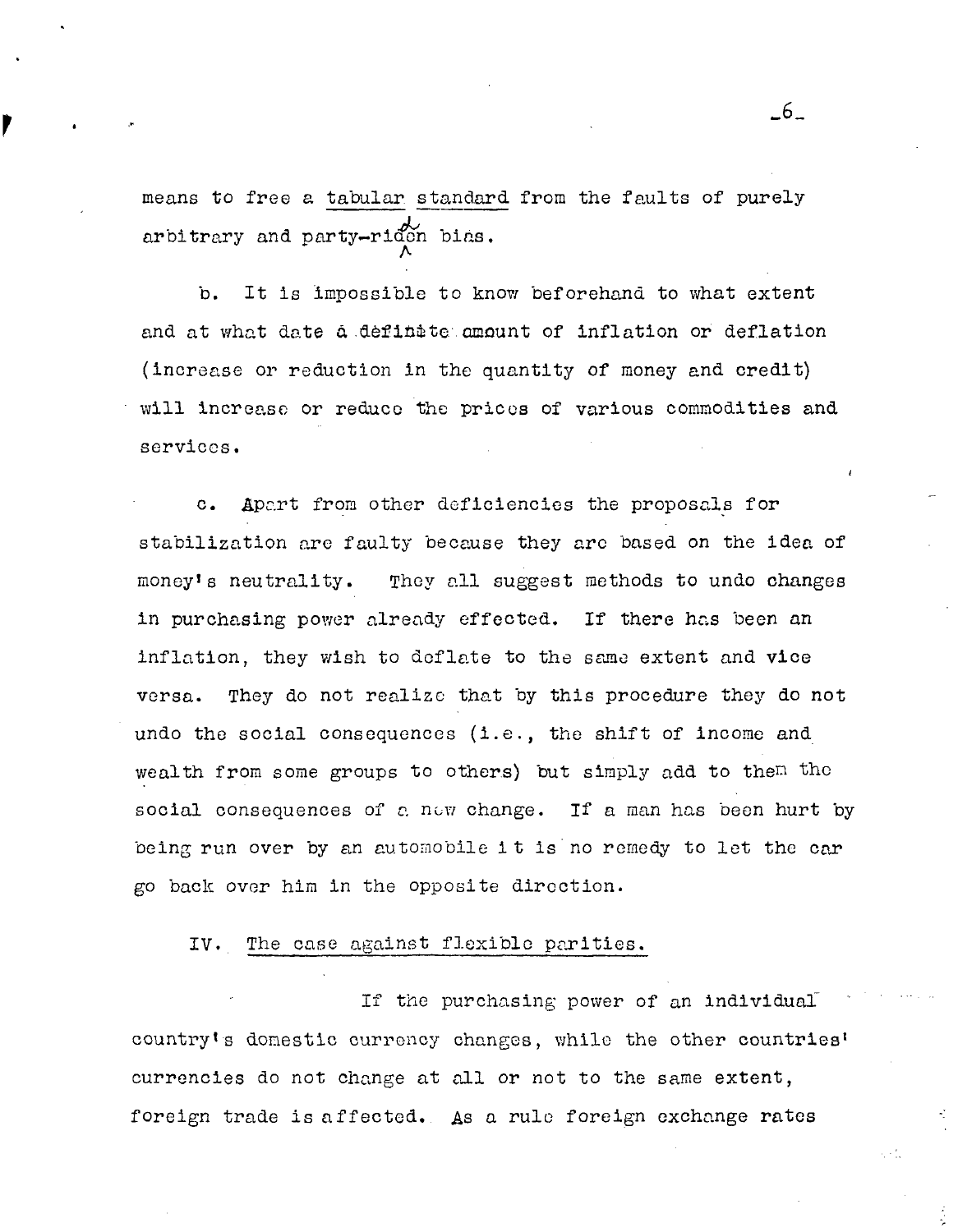means to free a <u>tabular standard</u> from the faults of purely arbitrary and party-ridden bias.

b. It is impossible to know beforehand to what extent and at what date a definite amount of inflation or deflation (increase or reduction in the quantity of money and credit) will increase or reduce the prices of various commodities and services.

c. Apart from other deficiencies the proposals for stabilization are faulty because they are based on the idea of money's neutrality. They all suggest methods to undo changes in purchasing power already effected. If there has been an inflation, they wish to deflate to the same extent and vice versa. They do not realize that by this procedure they do not undo the social consequences (i.e., the shift of income and wealth from some groups to others) but simply add to them the social consequences of a new change. If a man has been hurt by being run over by an automobile it is no remedy to let the car go back over him in the opposite direction.

## IV. <u>The case against flexible parities.</u>

If the purchasing power of an individual country's domestic currency changes, while the other countries' currencies do not change at all or not to the same extent, foreign trade is affected. As a rule foreign exchange rates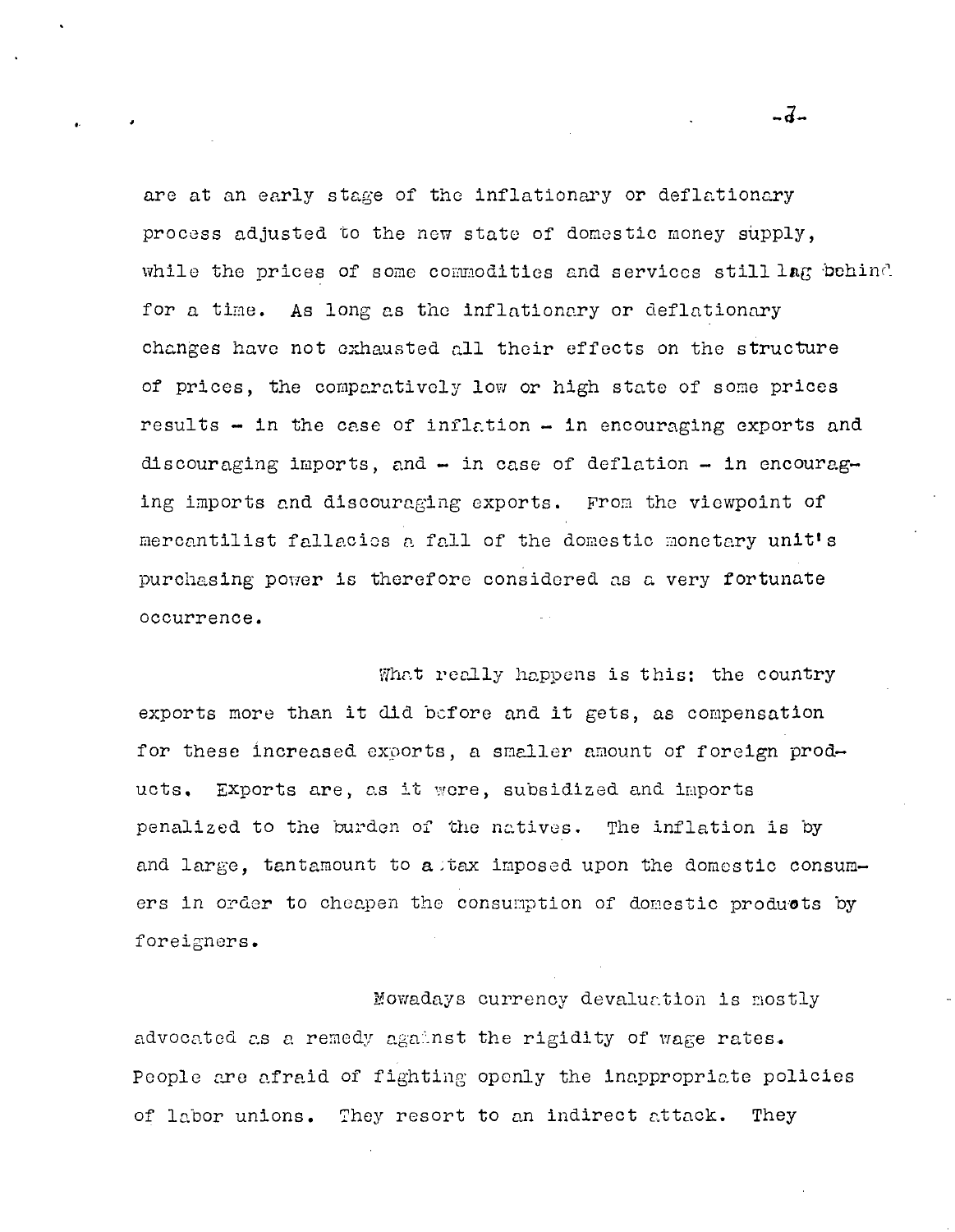are at an early stage of the inflationary or deflationary process adjusted to the new state of domestic money supply, while the prices of some commodities and services still lag behind for a time. As long as the inflationary or deflationary changes have not exhausted all their effects on the structure of prices, the comparatively low or high state of some prices results - in the case of inflation - in encouraging exports and discouraging imports, and - in case of deflation - in encouraging imports and discouraging exports. From the viewpoint of mercantilist fallacies a fall of the domestic monetary unit's purchasing power is therefore considered as a very fortunate occurrence.

What really happens is this: the country exports more than it did before and it gets, as compensation for these increased exports, a smaller amount of foreign products. Exports are, as it were, subsidized and imports penalized to the burden of the natives. The inflation is by and large, tantamount to a tax imposed upon the domestic consumers in order to cheapen the consumption of domestic products by foreigners.

Nowadays currency devaluation is mostly advocated as a remedy against the rigidity of wage rates. People are afraid of fighting openly the inappropriate policies of labor unions. They resort to an indirect attack. They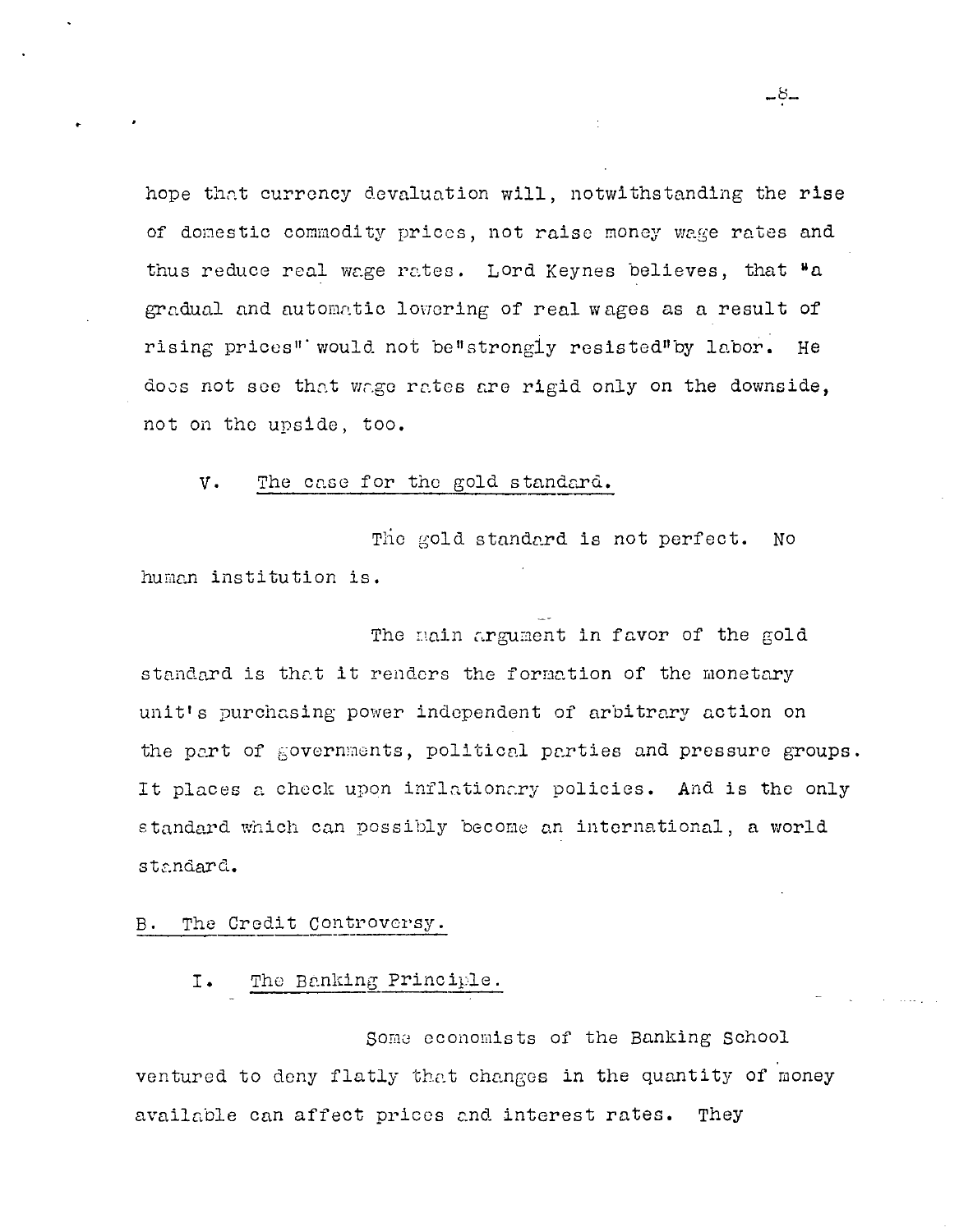hope that currency devaluation will, notwithstanding the rise of domestic commodity prices, not raise money wage rates and thus reduce real wage rates. Lord Keynes believes, that "a gradual and automatic lowering of real wages as a result of rising prices" would not be "strongly resisted" by labor. He does not see that wage rates are rigid only on the downside, not on the upside, too.

V. The case for the gold standard.

The gold standard is not perfect. No human institution is.

The main argument in favor of the gold standard is that it renders the formation of the monetary unit's purchasing power independent of arbitrary action on the part of governments, political parties and pressure groups. It places a check upon inflationary policies. And is the only standard which can possibly become an international, a world standard.

B. The Credit Controversy.

I. The Banking Principle.

Some economists of the Banking School ventured to deny flatly that changes in the quantity of money available can affect prices and interest rates. They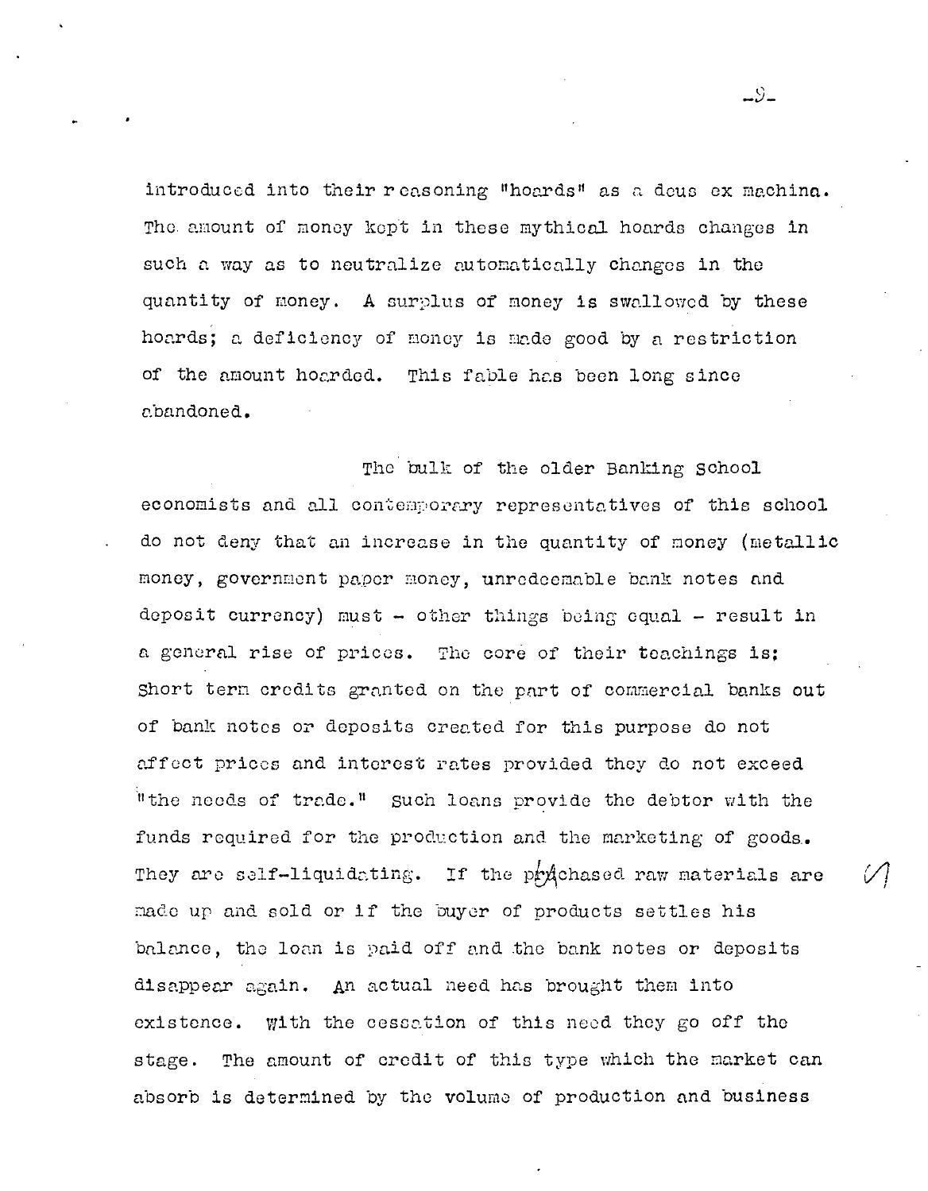introduced into their reasoning "hoards" as a deus ex machina. The amount of money kept in these mythical hoards changes in such a way as to neutralize automatically changes in the quantity of money. A surplus of money is swallowed by these hoards; a deficiency of money is made good by a restriction of the amount hoarded. This fable has been long since abandoned.

The bulk of the older Banking School economists and all contemporary representatives of this school do not deny that an increase in the quantity of money (metallic money, government paper money, unredeemable bank notes and deposit currency) must - other things being equal - result in a general rise of prices. The core of their teachings is: Short term credits granted on the part of commercial banks out of bank notes or deposits created for this purpose do not affect prices and interest rates provided they do not exceed "the needs of trade." Such loans provide the debtor with the funds required for the production and the marketing of goods. They are self-liquidating. If the purchased raw materials are made up and sold or if the buyer of products settles his balance, the loan is paid off and the bank notes or deposits disappear again. An actual need has brought them into existence. With the cessation of this need they go off the stage. The amount of credit of this type which the market can absorb is determined by the volume of production and business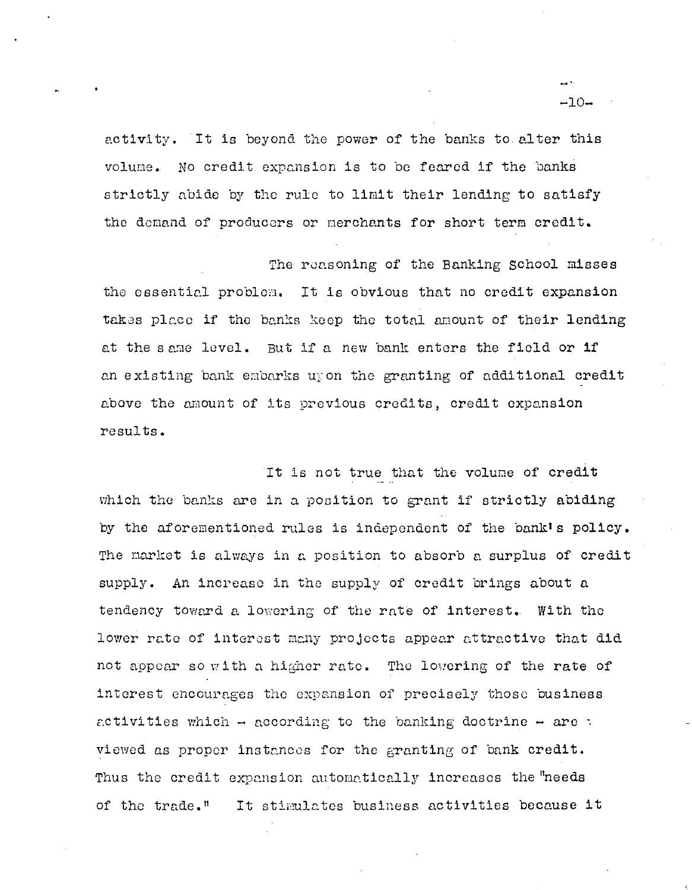activity. It is beyond the power of the banks to alter this volume. No credit expansion is to be feared if the banks strictly abide by the rule to limit their lending to satisfy the demand of producers or merchants for short term credit.

The reasoning of the Banking School misses the essential problem. It is obvious that no credit expansion takes place if the banks keep the total amount of their lending at the same level. But if a new bank enters the field or if an existing bank embarks upon the granting of additional credit above the amount of its previous credits, credit expansion results.

It is not true that the volume of credit which the banks are in a position to grant if strictly abiding by the aforementioned rules is independent of the bank's policy. The market is always in a position to absorb a surplus of credit supply. An increase in the supply of credit brings about a tendency toward a lowering of the rate of interest. With the lower rate of interest many projects appear attractive that did not appear so with a higher rate. The lowering of the rate of interest encourages the expansion of precisely those business activities which – according to the banking doctrine – are viewed as proper instances for the granting of bank credit. Thus the credit expansion automatically increases the "needs of the trade." It stimulates business activities because it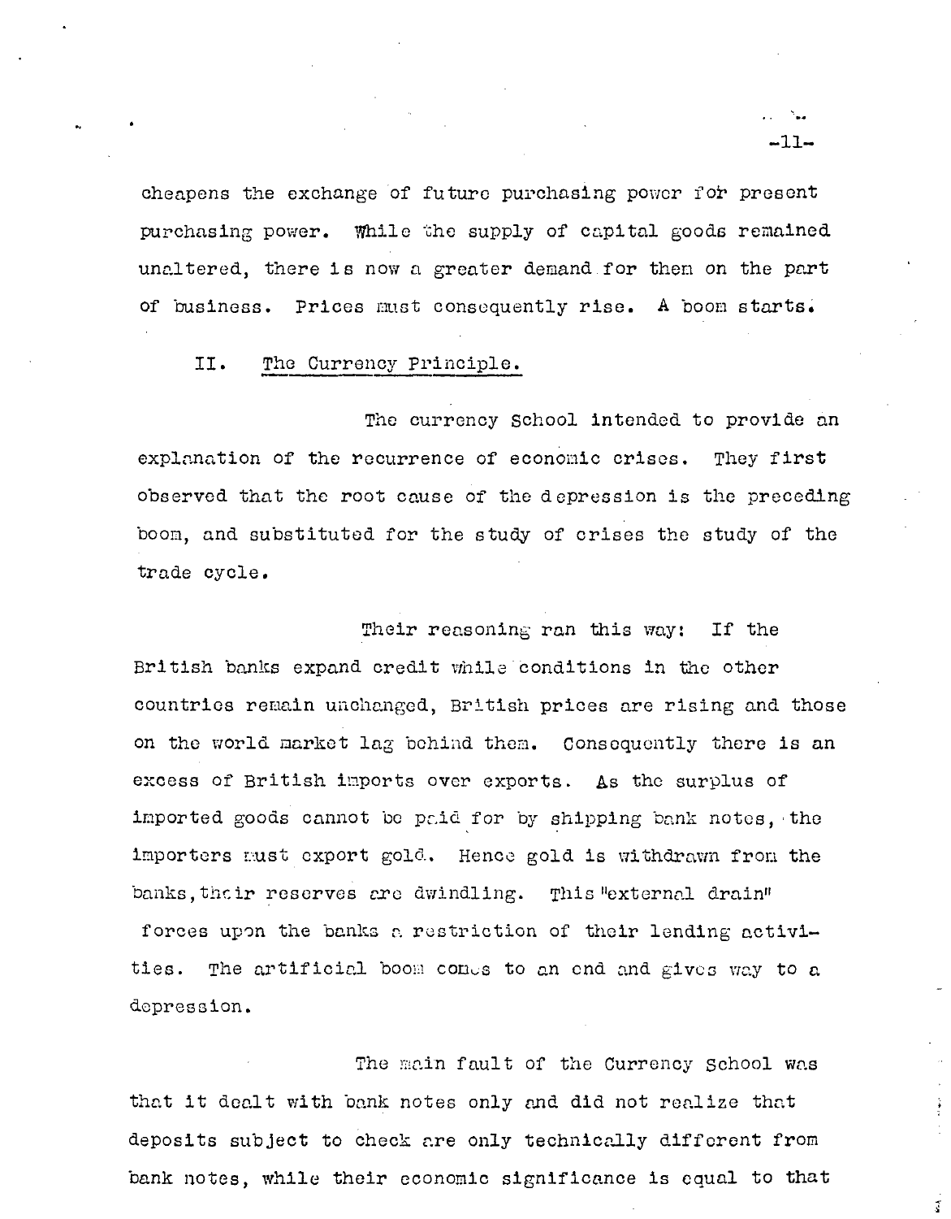cheapens the exchange of future purchasing power for present purchasing power. While the supply of capital goods remained unaltered, there is now a greater demand for them on the part of business. Prices must consequently rise. A boom starts.

## II. The Currency Principle.

The currency School intended to provide an explanation of the recurrence of economic crises. They first observed that the root cause of the depression is the preceding boom, and substituted for the study of crises the study of the trade cycle.

Their reasoning ran this way: If the British banks expand credit while conditions in the other countries remain unchanged, British prices are rising and those on the world market lag behind them. Consequently there is an excess of British imports over exports. As the surplus of imported goods cannot be paid for by shipping bank notes, the importers must export gold. Hence gold is withdrawn from the banks, their reserves are dwindling. This "external drain" forces upon the banks a restriction of their lending activities. The artificial boom comes to an end and gives way to a depression.

The main fault of the Currency School was that it dealt with bank notes only and did not realize that deposits subject to check are only technically different from bank notes, while their economic significance is equal to that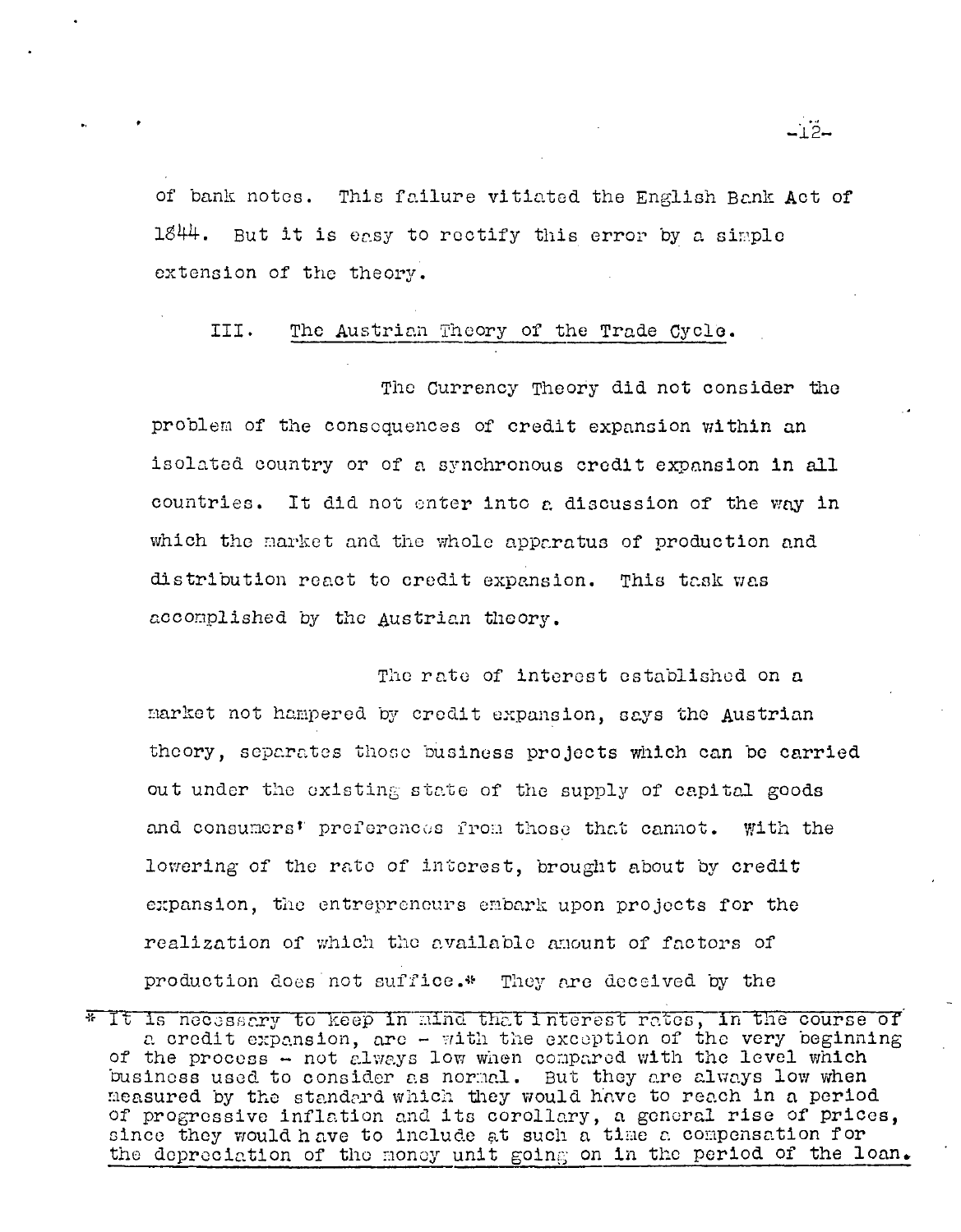of bank notes. This failure vitiated the English Bank Act of 1844. But it is easy to rectify this error by a simple extension of the theory.

## III. The Austrian Theory of the Trade Cycle.

The Currency Theory did not consider the problem of the consequences of credit expansion within an isolated country or of a synchronous credit expansion in all countries. It did not enter into a discussion of the way in which the market and the whole apparatus of production and distribution react to credit expansion. This task was accomplished by the Austrian theory.

The rate of interest established on a market not hampered by credit expansion, says the Austrian theory, separates those business projects which can be carried out under the existing state of the supply of capital goods and consumers' preferences from those that cannot. With the lowering of the rate of interest, brought about by credit expansion, the entrepreneurs embark upon projects for the realization of which the available amount of factors of production does not suffice.* They are deceived by the

---

* It is necessary to keep in mind that interest rates, in the course of a credit expansion, are – with the exception of the very beginning of the process – not always low when compared with the level which business used to consider as normal. But they are always low when measured by the standard which they would have to reach in a period of progressive inflation and its corollary, a general rise of prices, since they would have to include at such a time a compensation for the depreciation of the money unit going on in the period of the loan.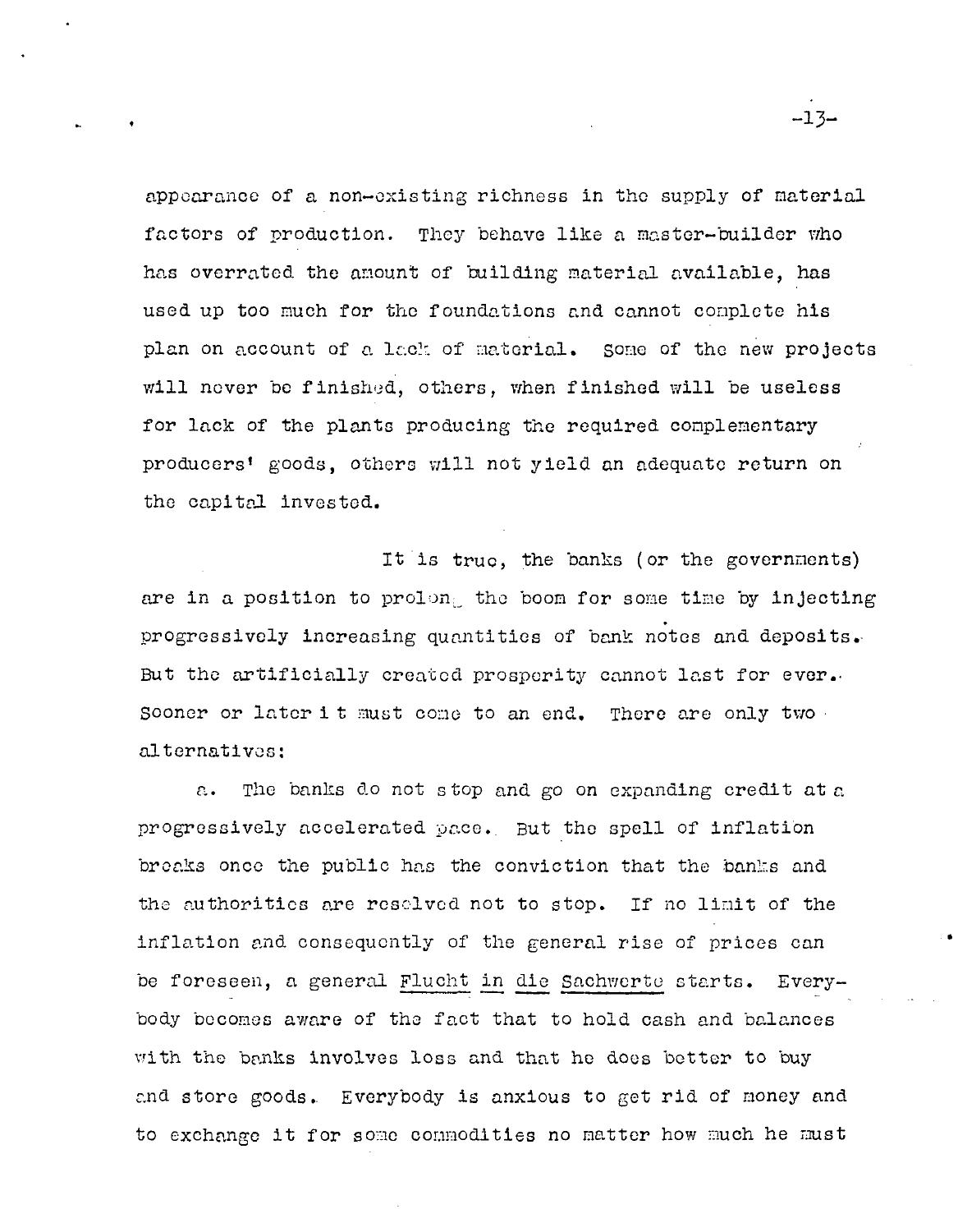appearance of a non-existing richness in the supply of material factors of production. They behave like a master-builder who has overrated the amount of building material available, has used up too much for the foundations and cannot complete his plan on account of a lack of material. Some of the new projects will never be finished, others, when finished will be useless for lack of the plants producing the required complementary producers' goods, others will not yield an adequate return on the capital invested.

It is true, the banks (or the governments) are in a position to prolong the boom for some time by injecting progressively increasing quantities of bank notes and deposits. But the artificially created prosperity cannot last for ever. Sooner or later it must come to an end. There are only two alternatives:

a. The banks do not stop and go on expanding credit at a progressively accelerated pace. But the spell of inflation breaks once the public has the conviction that the banks and the authorities are resolved not to stop. If no limit of the inflation and consequently of the general rise of prices can be foreseen, a general <u>Flucht in die Sachwerte</u> starts. Everybody becomes aware of the fact that to hold cash and balances with the banks involves loss and that he does better to buy and store goods. Everybody is anxious to get rid of money and to exchange it for some commodities no matter how much he must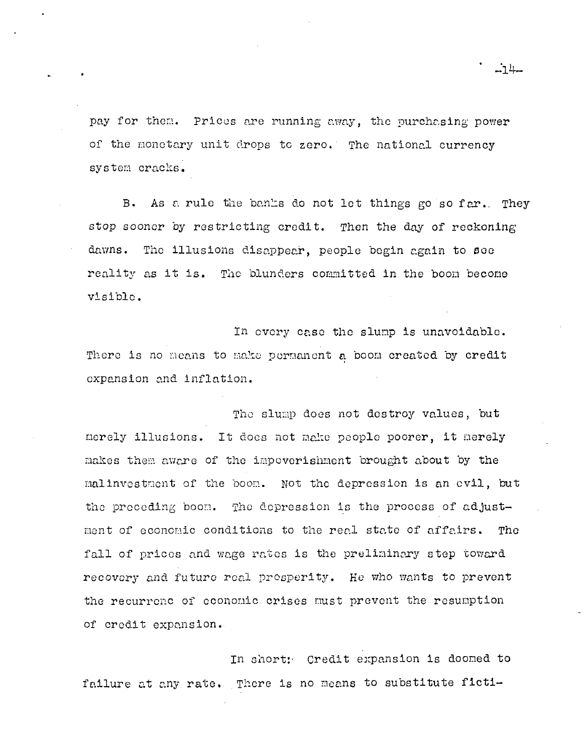pay for them. Prices are running away, the purchasing power of the monetary unit drops to zero. The national currency system cracks.

B. As a rule the banks do not let things go so far. They stop sooner by restricting credit. Then the day of reckoning dawns. The illusions disappear, people begin again to see reality as it is. The blunders committed in the boom become visible.

In every case the slump is unavoidable. There is no means to make permanent a boom created by credit expansion and inflation.

The slump does not destroy values, but merely illusions. It does not make people poorer, it merely makes them aware of the impoverishment brought about by the malinvestment of the boom. Not the depression is an evil, but the preceding boom. The depression is the process of adjustment of economic conditions to the real state of affairs. The fall of prices and wage rates is the preliminary step toward recovery and future real prosperity. He who wants to prevent the recurrenc of economic crises must prevent the resumption of credit expansion.

In short: Credit expansion is doomed to failure at any rate. There is no means to substitute ficti-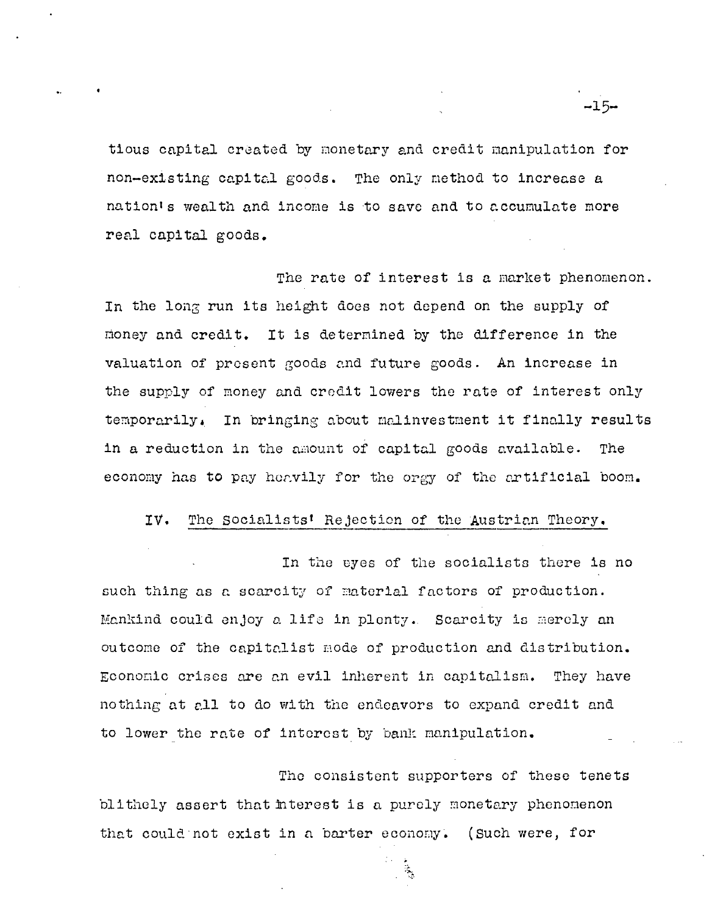tious capital created by monetary and credit manipulation for non-existing capital goods. The only method to increase a nation's wealth and income is to save and to accumulate more real capital goods.

The rate of interest is a market phenomenon. In the long run its height does not depend on the supply of money and credit. It is determined by the difference in the valuation of present goods and future goods. An increase in the supply of money and credit lowers the rate of interest only temporarily. In bringing about malinvestment it finally results in a reduction in the amount of capital goods available. The economy has to pay heavily for the orgy of the artificial boom.

## IV. The Socialists' Rejection of the Austrian Theory.

In the eyes of the socialists there is no such thing as a scarcity of material factors of production. Mankind could enjoy a life in plenty. Scarcity is merely an outcome of the capitalist mode of production and distribution. Economic crises are an evil inherent in capitalism. They have nothing at all to do with the endeavors to expand credit and to lower the rate of interest by bank manipulation.

The consistent supporters of these tenets blithely assert that interest is a purely monetary phenomenon that could not exist in a barter economy. (Such were, for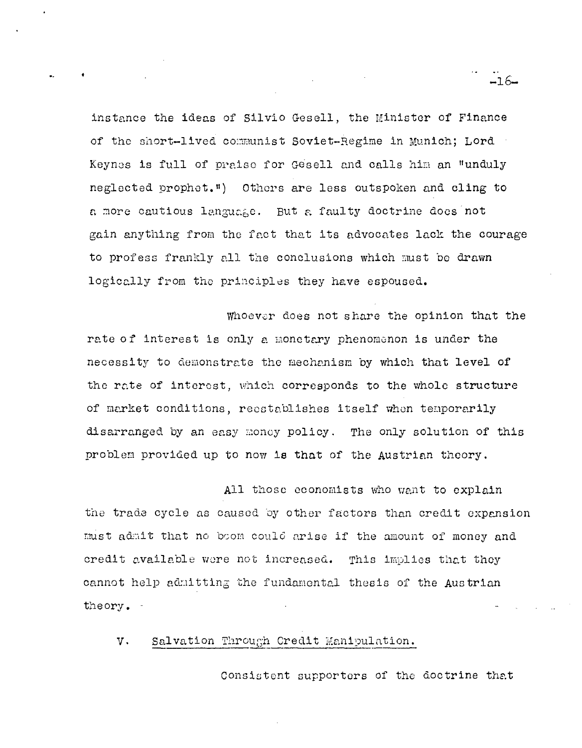instance the ideas of Silvio Gesell, the Minister of Finance of the short-lived communist Soviet-Regime in Munich; Lord Keynes is full of praise for Gesell and calls him an "unduly neglected prophet.") Others are less outspoken and cling to a more cautious language. But a faulty doctrine does not gain anything from the fact that its advocates lack the courage to profess frankly all the conclusions which must be drawn logically from the principles they have espoused.

Whoever does not share the opinion that the rate of interest is only a monetary phenomenon is under the necessity to demonstrate the mechanism by which that level of the rate of interest, which corresponds to the whole structure of market conditions, reestablishes itself when temporarily disarranged by an easy money policy. The only solution of this problem provided up to now is that of the Austrian theory.

All those economists who want to explain the trade cycle as caused by other factors than credit expansion must admit that no boom could arise if the amount of money and credit available were not increased. This implies that they cannot help admitting the fundamental thesis of the Austrian theory.

## V. Salvation Through Credit Manipulation.

Consistent supporters of the doctrine that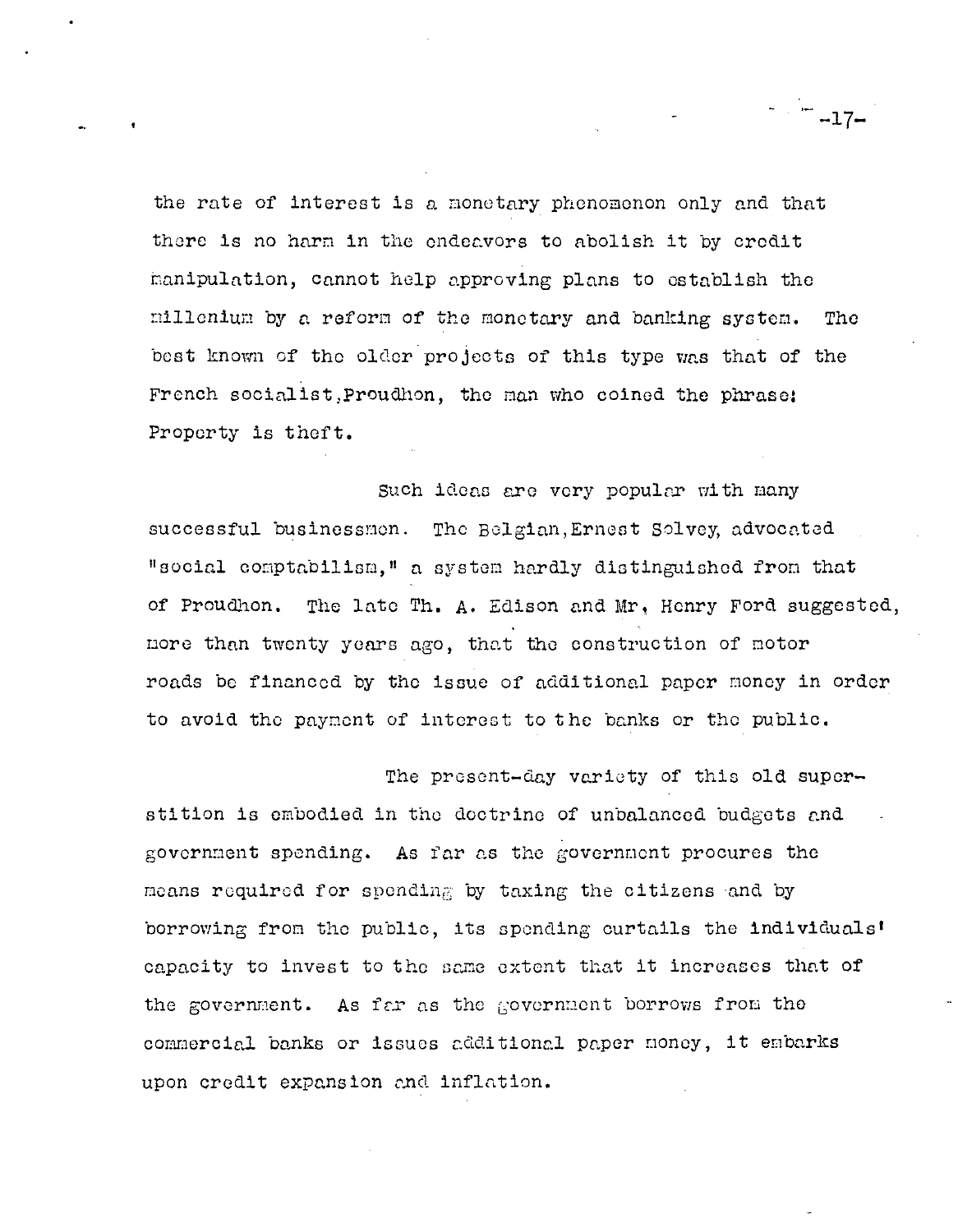the rate of interest is a monetary phenomenon only and that there is no harm in the endeavors to abolish it by credit manipulation, cannot help approving plans to establish the millenium by a reform of the monetary and banking system. The best known of the older projects of this type was that of the French socialist, Proudhon, the man who coined the phrase: Property is theft.

Such ideas are very popular with many successful businessmen. The Belgian, Ernest Solvey, advocated "social comptabilism," a system hardly distinguished from that of Proudhon. The late Th. A. Edison and Mr. Henry Ford suggested, more than twenty years ago, that the construction of motor roads be financed by the issue of additional paper money in order to avoid the payment of interest to the banks or the public.

The present-day variety of this old superstition is embodied in the doctrine of unbalanced budgets and government spending. As far as the government procures the means required for spending by taxing the citizens and by borrowing from the public, its spending curtails the individuals' capacity to invest to the same extent that it increases that of the government. As far as the government borrows from the commercial banks or issues additional paper money, it embarks upon credit expansion and inflation.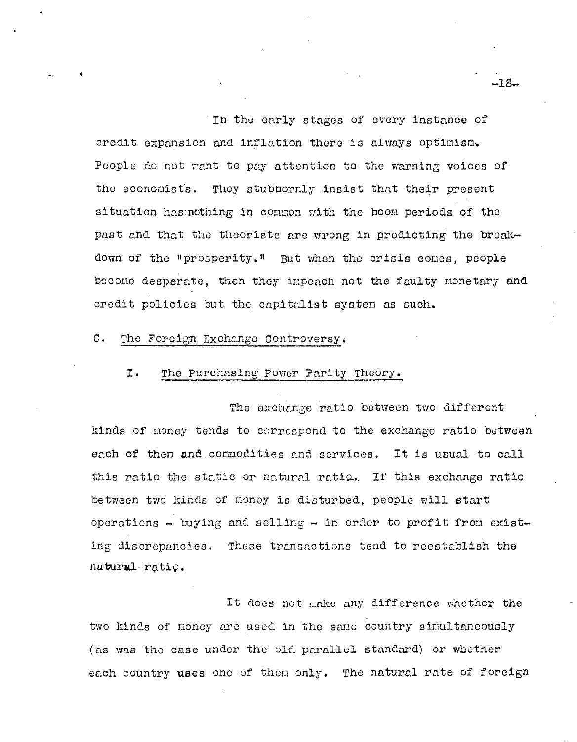In the early stages of every instance of credit expansion and inflation there is always optimism. People do not want to pay attention to the warning voices of the economists. They stubbornly insist that their present situation has nothing in common with the boom periods of the past and that the theorists are wrong in predicting the breakdown of the "prosperity." But when the crisis comes, people become desperate, then they impeach not the faulty monetary and credit policies but the capitalist system as such.

## C. The Foreign Exchange Controversy.

### I. The Purchasing Power Parity Theory.

The exchange ratio between two different kinds of money tends to correspond to the exchange ratio between each of them and commodities and services. It is usual to call this ratio the static or natural ratio. If this exchange ratio between two kinds of money is disturbed, people will start operations – buying and selling – in order to profit from existing discrepancies. These transactions tend to reestablish the natural ratio.

It does not make any difference whether the two kinds of money are used in the same country simultaneously (as was the case under the old parallel standard) or whether each country uses one of them only. The natural rate of foreign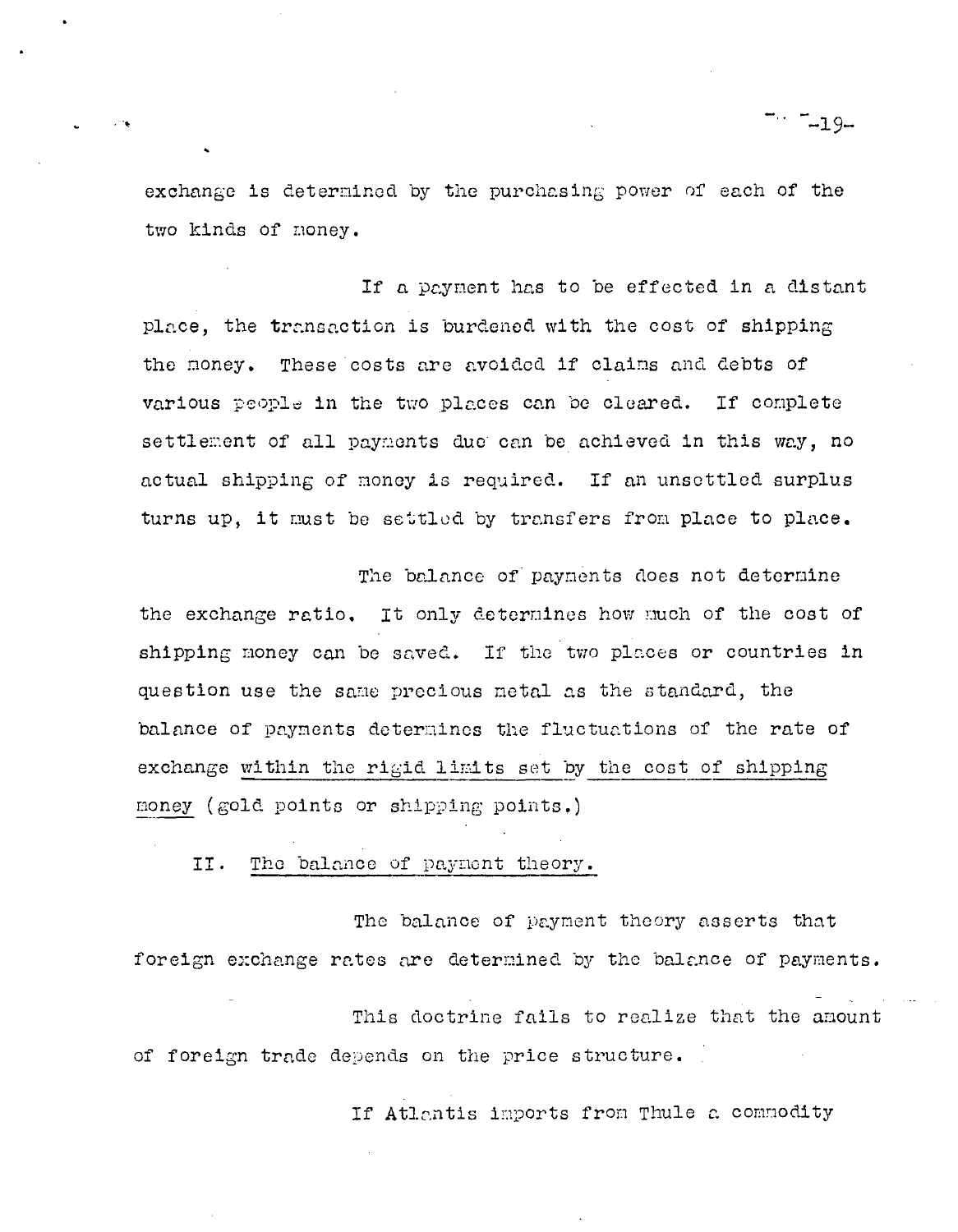exchange is determined by the purchasing power of each of the two kinds of money.

If a payment has to be effected in a distant place, the transaction is burdened with the cost of shipping the money. These costs are avoided if claims and debts of various people in the two places can be cleared. If complete settlement of all payments due can be achieved in this way, no actual shipping of money is required. If an unsettled surplus turns up, it must be settled by transfers from place to place.

The balance of payments does not determine the exchange ratio. It only determines how much of the cost of shipping money can be saved. If the two places or countries in question use the same precious metal as the standard, the balance of payments determines the fluctuations of the rate of exchange <u>within the rigid limits set by the cost of shipping money</u> (gold points or shipping points.)

II. <u>The balance of payment theory.</u>

The balance of payment theory asserts that foreign exchange rates are determined by the balance of payments.

This doctrine fails to realize that the amount of foreign trade depends on the price structure.

If Atlantis imports from Thule a commodity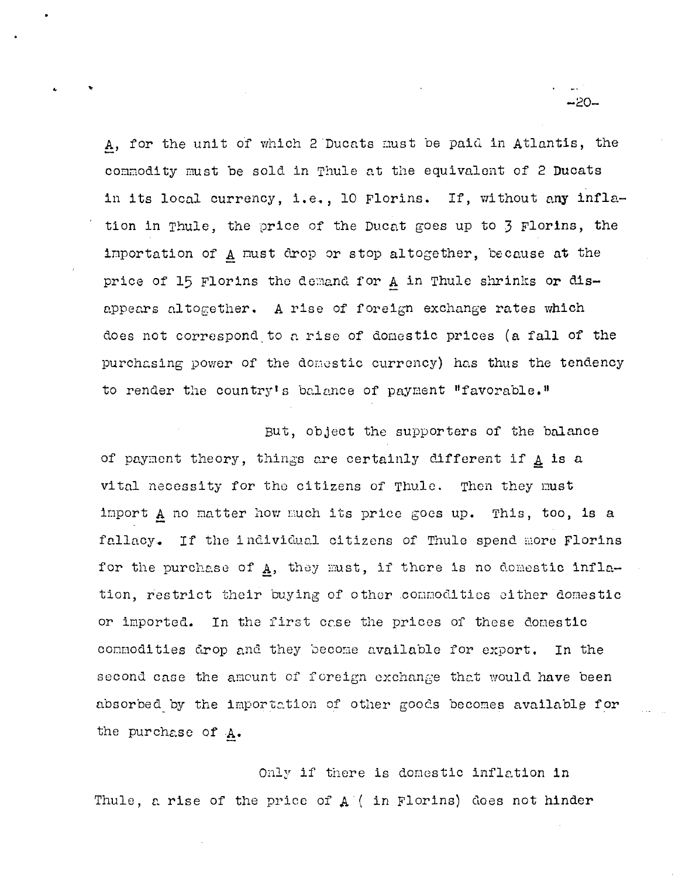A, for the unit of which 2 Ducats must be paid in Atlantis, the commodity must be sold in Thule at the equivalent of 2 Ducats in its local currency, i.e., 10 Florins. If, without any inflation in Thule, the price of the Ducat goes up to 3 Florins, the importation of A must drop or stop altogether, because at the price of 15 Florins the demand for A in Thule shrinks or disappears altogether. A rise of foreign exchange rates which does not correspond to a rise of domestic prices (a fall of the purchasing power of the domestic currency) has thus the tendency to render the country's balance of payment "favorable."

But, object the supporters of the balance of payment theory, things are certainly different if A is a vital necessity for the citizens of Thule. Then they must import A no matter how much its price goes up. This, too, is a fallacy. If the individual citizens of Thule spend more Florins for the purchase of A, they must, if there is no domestic inflation, restrict their buying of other commodities either domestic or imported. In the first case the prices of these domestic commodities drop and they become available for export. In the second case the amount of foreign exchange that would have been absorbed by the importation of other goods becomes available for the purchase of A.

Only if there is domestic inflation in Thule, a rise of the price of A (in Florins) does not hinder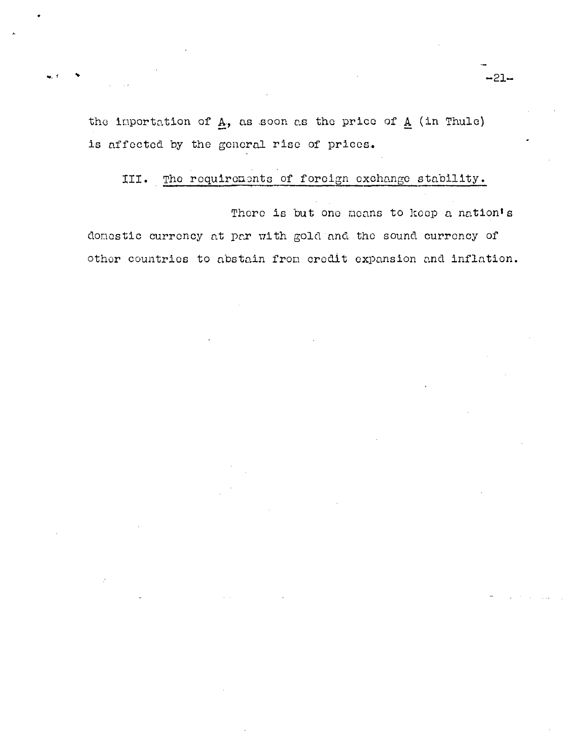the importation of <u>A</u>, as soon as the price of <u>A</u> (in Thule) is affected by the general rise of prices.

## III. The requirements of foreign exchange stability.

There is but one means to keep a nation's domestic currency at par with gold and the sound currency of other countries to abstain from credit expansion and inflation.